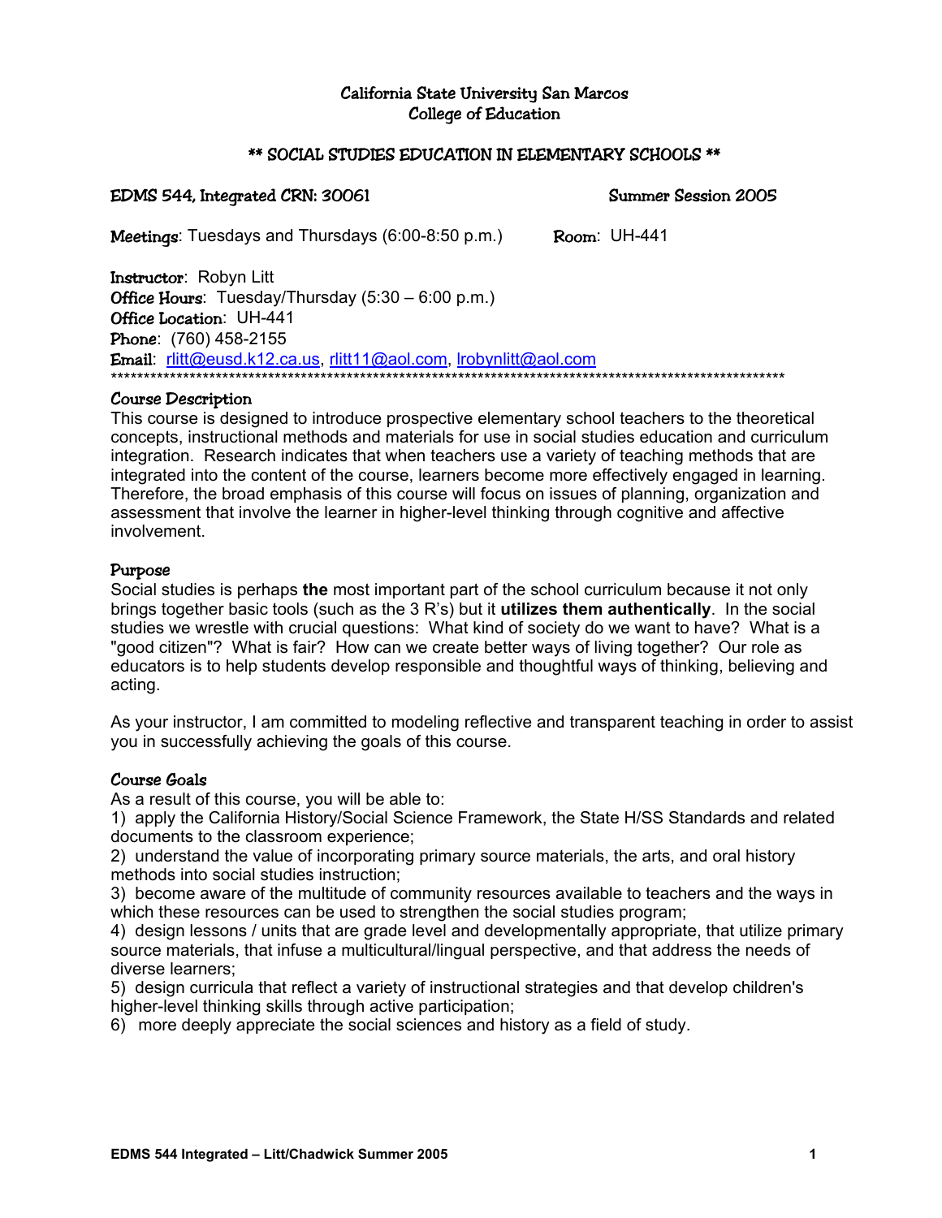# California State University San Marcos
## College of Education

### ** SOCIAL STUDIES EDUCATION IN ELEMENTARY SCHOOLS **

**EDMS 544, Integrated CRN: 30061** Summer Session 2005

**Meetings**: Tuesdays and Thursdays (6:00-8:50 p.m.) **Room**: UH-441

**Instructor**: Robyn Litt
**Office Hours**: Tuesday/Thursday (5:30 – 6:00 p.m.)
**Office Location**: UH-441
**Phone**: (760) 458-2155
**Email**: rlitt@eusd.k12.ca.us, rlitt11@aol.com, lrobynlitt@aol.com

************************************************************************************************************

### Course Description

This course is designed to introduce prospective elementary school teachers to the theoretical concepts, instructional methods and materials for use in social studies education and curriculum integration. Research indicates that when teachers use a variety of teaching methods that are integrated into the content of the course, learners become more effectively engaged in learning. Therefore, the broad emphasis of this course will focus on issues of planning, organization and assessment that involve the learner in higher-level thinking through cognitive and affective involvement.

### Purpose

Social studies is perhaps **the** most important part of the school curriculum because it not only brings together basic tools (such as the 3 R's) but it **utilizes them authentically**. In the social studies we wrestle with crucial questions: What kind of society do we want to have? What is a "good citizen"? What is fair? How can we create better ways of living together? Our role as educators is to help students develop responsible and thoughtful ways of thinking, believing and acting.

As your instructor, I am committed to modeling reflective and transparent teaching in order to assist you in successfully achieving the goals of this course.

### Course Goals

As a result of this course, you will be able to:

1) apply the California History/Social Science Framework, the State H/SS Standards and related documents to the classroom experience;
2) understand the value of incorporating primary source materials, the arts, and oral history methods into social studies instruction;
3) become aware of the multitude of community resources available to teachers and the ways in which these resources can be used to strengthen the social studies program;
4) design lessons / units that are grade level and developmentally appropriate, that utilize primary source materials, that infuse a multicultural/lingual perspective, and that address the needs of diverse learners;
5) design curricula that reflect a variety of instructional strategies and that develop children's higher-level thinking skills through active participation;
6) more deeply appreciate the social sciences and history as a field of study.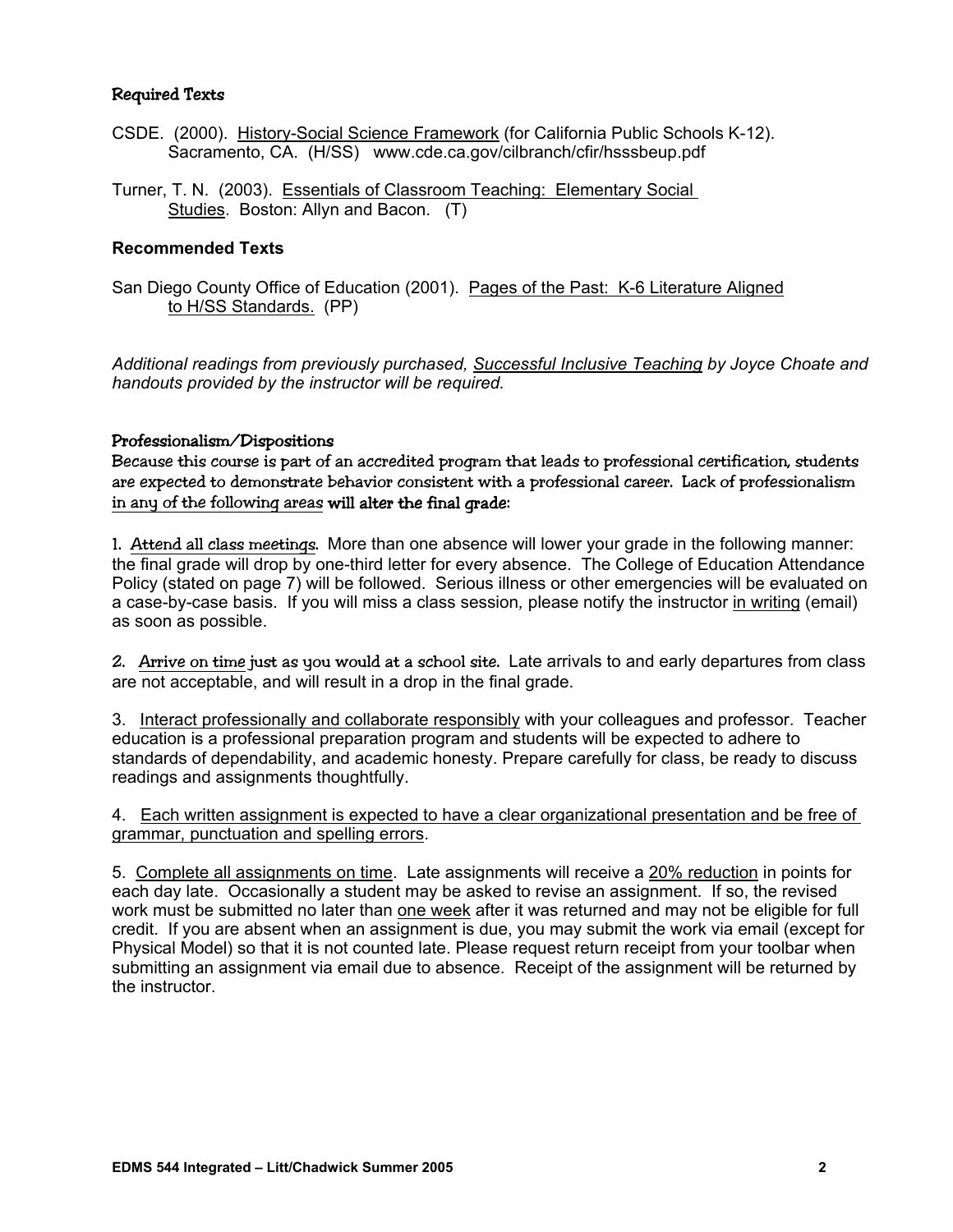### Required Texts

CSDE. (2000). History-Social Science Framework (for California Public Schools K-12). Sacramento, CA. (H/SS) www.cde.ca.gov/cilbranch/cfir/hsssbeup.pdf

Turner, T. N. (2003). Essentials of Classroom Teaching: Elementary Social Studies. Boston: Allyn and Bacon. (T)

### Recommended Texts

San Diego County Office of Education (2001). Pages of the Past: K-6 Literature Aligned to H/SS Standards. (PP)

*Additional readings from previously purchased, Successful Inclusive Teaching by Joyce Choate and handouts provided by the instructor will be required.*

### Professionalism/Dispositions

Because this course is part of an accredited program that leads to professional certification, students are expected to demonstrate behavior consistent with a professional career. Lack of professionalism in any of the following areas **will alter the final grade:**

1. Attend all class meetings. More than one absence will lower your grade in the following manner: the final grade will drop by one-third letter for every absence. The College of Education Attendance Policy (stated on page 7) will be followed. Serious illness or other emergencies will be evaluated on a case-by-case basis. If you will miss a class session, please notify the instructor in writing (email) as soon as possible.

2. Arrive on time just as you would at a school site. Late arrivals to and early departures from class are not acceptable, and will result in a drop in the final grade.

3. Interact professionally and collaborate responsibly with your colleagues and professor. Teacher education is a professional preparation program and students will be expected to adhere to standards of dependability, and academic honesty. Prepare carefully for class, be ready to discuss readings and assignments thoughtfully.

4. Each written assignment is expected to have a clear organizational presentation and be free of grammar, punctuation and spelling errors.

5. Complete all assignments on time. Late assignments will receive a 20% reduction in points for each day late. Occasionally a student may be asked to revise an assignment. If so, the revised work must be submitted no later than one week after it was returned and may not be eligible for full credit. If you are absent when an assignment is due, you may submit the work via email (except for Physical Model) so that it is not counted late. Please request return receipt from your toolbar when submitting an assignment via email due to absence. Receipt of the assignment will be returned by the instructor.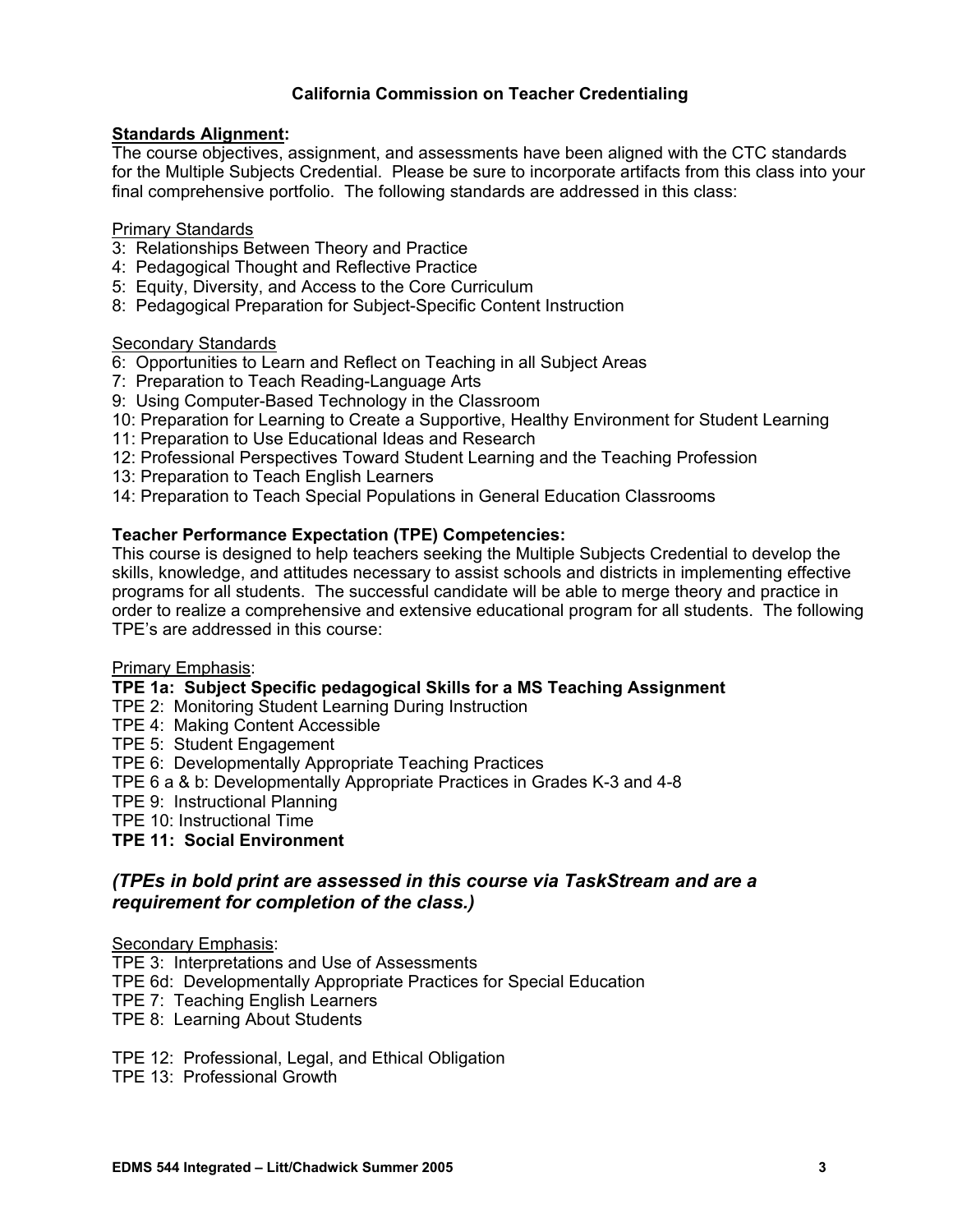## California Commission on Teacher Credentialing

**Standards Alignment:**

The course objectives, assignment, and assessments have been aligned with the CTC standards for the Multiple Subjects Credential. Please be sure to incorporate artifacts from this class into your final comprehensive portfolio. The following standards are addressed in this class:

Primary Standards

- 3: Relationships Between Theory and Practice
- 4: Pedagogical Thought and Reflective Practice
- 5: Equity, Diversity, and Access to the Core Curriculum
- 8: Pedagogical Preparation for Subject-Specific Content Instruction

Secondary Standards

- 6: Opportunities to Learn and Reflect on Teaching in all Subject Areas
- 7: Preparation to Teach Reading-Language Arts
- 9: Using Computer-Based Technology in the Classroom
- 10: Preparation for Learning to Create a Supportive, Healthy Environment for Student Learning
- 11: Preparation to Use Educational Ideas and Research
- 12: Professional Perspectives Toward Student Learning and the Teaching Profession
- 13: Preparation to Teach English Learners
- 14: Preparation to Teach Special Populations in General Education Classrooms

**Teacher Performance Expectation (TPE) Competencies:**

This course is designed to help teachers seeking the Multiple Subjects Credential to develop the skills, knowledge, and attitudes necessary to assist schools and districts in implementing effective programs for all students. The successful candidate will be able to merge theory and practice in order to realize a comprehensive and extensive educational program for all students. The following TPE's are addressed in this course:

Primary Emphasis:

- **TPE 1a: Subject Specific pedagogical Skills for a MS Teaching Assignment**
- TPE 2: Monitoring Student Learning During Instruction
- TPE 4: Making Content Accessible
- TPE 5: Student Engagement
- TPE 6: Developmentally Appropriate Teaching Practices
- TPE 6 a & b: Developmentally Appropriate Practices in Grades K-3 and 4-8
- TPE 9: Instructional Planning
- TPE 10: Instructional Time
- **TPE 11: Social Environment**

### *(TPEs in bold print are assessed in this course via TaskStream and are a requirement for completion of the class.)*

Secondary Emphasis:

- TPE 3: Interpretations and Use of Assessments
- TPE 6d: Developmentally Appropriate Practices for Special Education
- TPE 7: Teaching English Learners
- TPE 8: Learning About Students

- TPE 12: Professional, Legal, and Ethical Obligation
- TPE 13: Professional Growth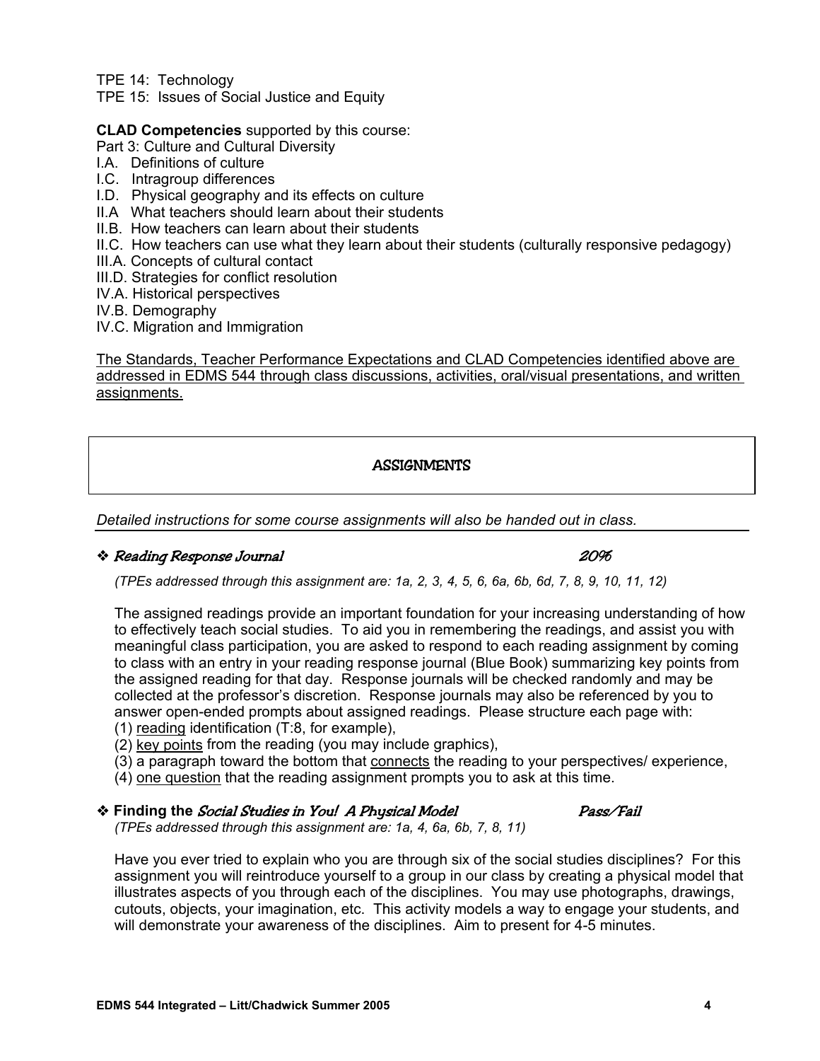TPE 14: Technology
TPE 15: Issues of Social Justice and Equity

**CLAD Competencies** supported by this course:
Part 3: Culture and Cultural Diversity
I.A. Definitions of culture
I.C. Intragroup differences
I.D. Physical geography and its effects on culture
II.A What teachers should learn about their students
II.B. How teachers can learn about their students
II.C. How teachers can use what they learn about their students (culturally responsive pedagogy)
III.A. Concepts of cultural contact
III.D. Strategies for conflict resolution
IV.A. Historical perspectives
IV.B. Demography
IV.C. Migration and Immigration

<u>The Standards, Teacher Performance Expectations and CLAD Competencies identified above are addressed in EDMS 544 through class discussions, activities, oral/visual presentations, and written assignments.</u>

## ASSIGNMENTS

*Detailed instructions for some course assignments will also be handed out in class.*

### ❖ *Reading Response Journal* — *20%*

*(TPEs addressed through this assignment are: 1a, 2, 3, 4, 5, 6, 6a, 6b, 6d, 7, 8, 9, 10, 11, 12)*

The assigned readings provide an important foundation for your increasing understanding of how to effectively teach social studies. To aid you in remembering the readings, and assist you with meaningful class participation, you are asked to respond to each reading assignment by coming to class with an entry in your reading response journal (Blue Book) summarizing key points from the assigned reading for that day. Response journals will be checked randomly and may be collected at the professor's discretion. Response journals may also be referenced by you to answer open-ended prompts about assigned readings. Please structure each page with:
(1) <u>reading</u> identification (T:8, for example),
(2) <u>key points</u> from the reading (you may include graphics),
(3) a paragraph toward the bottom that <u>connects</u> the reading to your perspectives/ experience,
(4) <u>one question</u> that the reading assignment prompts you to ask at this time.

### ❖ **Finding the** *Social Studies in You! A Physical Model* — *Pass/Fail*

*(TPEs addressed through this assignment are: 1a, 4, 6a, 6b, 7, 8, 11)*

Have you ever tried to explain who you are through six of the social studies disciplines? For this assignment you will reintroduce yourself to a group in our class by creating a physical model that illustrates aspects of you through each of the disciplines. You may use photographs, drawings, cutouts, objects, your imagination, etc. This activity models a way to engage your students, and will demonstrate your awareness of the disciplines. Aim to present for 4-5 minutes.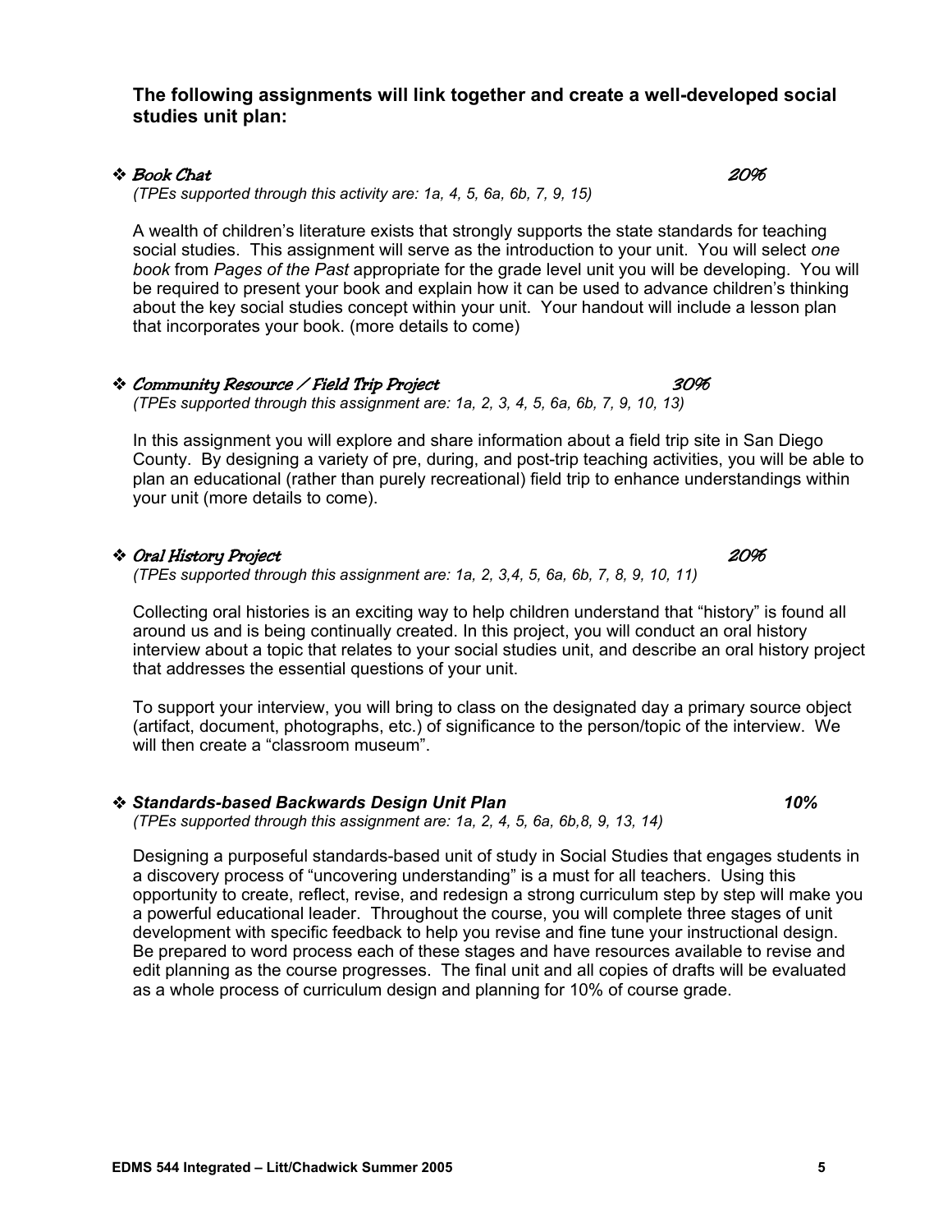**The following assignments will link together and create a well-developed social studies unit plan:**

- ***Book Chat*** ***20%***

  *(TPEs supported through this activity are: 1a, 4, 5, 6a, 6b, 7, 9, 15)*

  A wealth of children's literature exists that strongly supports the state standards for teaching social studies. This assignment will serve as the introduction to your unit. You will select *one book* from *Pages of the Past* appropriate for the grade level unit you will be developing. You will be required to present your book and explain how it can be used to advance children's thinking about the key social studies concept within your unit. Your handout will include a lesson plan that incorporates your book. (more details to come)

- ***Community Resource / Field Trip Project*** ***30%***

  *(TPEs supported through this assignment are: 1a, 2, 3, 4, 5, 6a, 6b, 7, 9, 10, 13)*

  In this assignment you will explore and share information about a field trip site in San Diego County. By designing a variety of pre, during, and post-trip teaching activities, you will be able to plan an educational (rather than purely recreational) field trip to enhance understandings within your unit (more details to come).

- ***Oral History Project*** ***20%***

  *(TPEs supported through this assignment are: 1a, 2, 3,4, 5, 6a, 6b, 7, 8, 9, 10, 11)*

  Collecting oral histories is an exciting way to help children understand that "history" is found all around us and is being continually created. In this project, you will conduct an oral history interview about a topic that relates to your social studies unit, and describe an oral history project that addresses the essential questions of your unit.

  To support your interview, you will bring to class on the designated day a primary source object (artifact, document, photographs, etc.) of significance to the person/topic of the interview. We will then create a "classroom museum".

- ***Standards-based Backwards Design Unit Plan*** ***10%***

  *(TPEs supported through this assignment are: 1a, 2, 4, 5, 6a, 6b,8, 9, 13, 14)*

  Designing a purposeful standards-based unit of study in Social Studies that engages students in a discovery process of "uncovering understanding" is a must for all teachers. Using this opportunity to create, reflect, revise, and redesign a strong curriculum step by step will make you a powerful educational leader. Throughout the course, you will complete three stages of unit development with specific feedback to help you revise and fine tune your instructional design. Be prepared to word process each of these stages and have resources available to revise and edit planning as the course progresses. The final unit and all copies of drafts will be evaluated as a whole process of curriculum design and planning for 10% of course grade.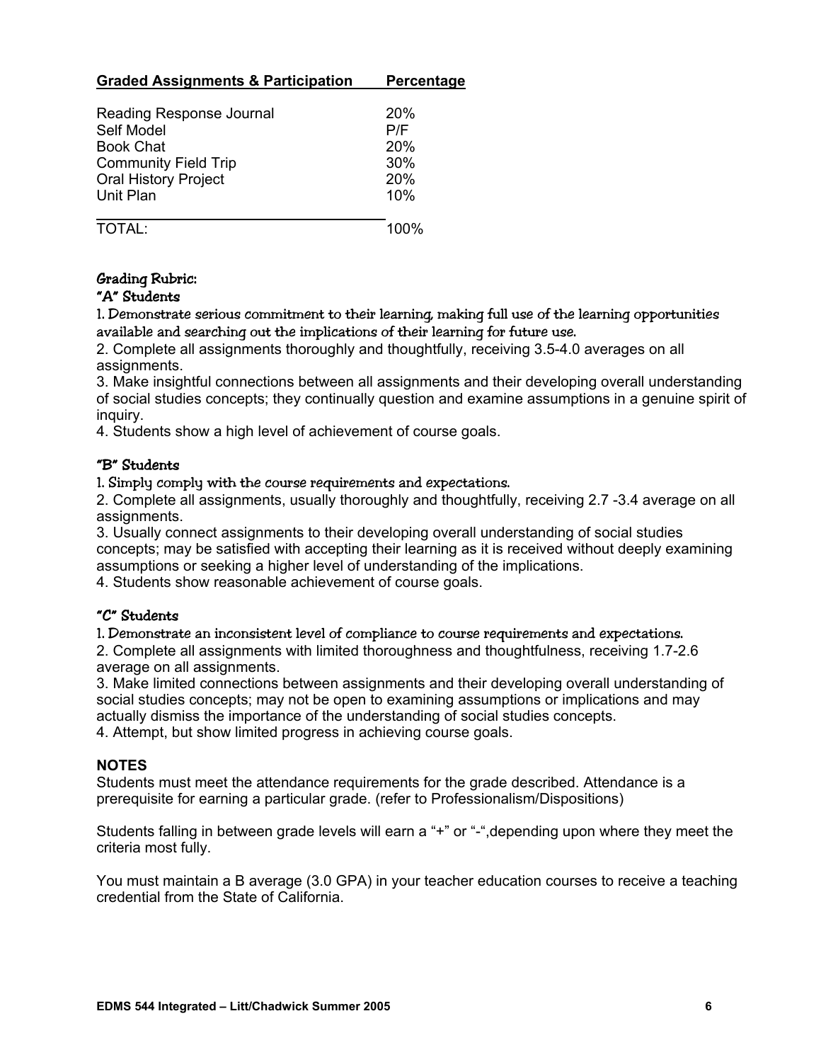| Graded Assignments & Participation | Percentage |
| --- | --- |
| Reading Response Journal | 20% |
| Self Model | P/F |
| Book Chat | 20% |
| Community Field Trip | 30% |
| Oral History Project | 20% |
| Unit Plan | 10% |
| TOTAL: | 100% |

## Grading Rubric:

### "A" Students

1. Demonstrate serious commitment to their learning, making full use of the learning opportunities available and searching out the implications of their learning for future use.
2. Complete all assignments thoroughly and thoughtfully, receiving 3.5-4.0 averages on all assignments.
3. Make insightful connections between all assignments and their developing overall understanding of social studies concepts; they continually question and examine assumptions in a genuine spirit of inquiry.
4. Students show a high level of achievement of course goals.

### "B" Students

1. Simply comply with the course requirements and expectations.
2. Complete all assignments, usually thoroughly and thoughtfully, receiving 2.7 -3.4 average on all assignments.
3. Usually connect assignments to their developing overall understanding of social studies concepts; may be satisfied with accepting their learning as it is received without deeply examining assumptions or seeking a higher level of understanding of the implications.
4. Students show reasonable achievement of course goals.

### "C" Students

1. Demonstrate an inconsistent level of compliance to course requirements and expectations.
2. Complete all assignments with limited thoroughness and thoughtfulness, receiving 1.7-2.6 average on all assignments.
3. Make limited connections between assignments and their developing overall understanding of social studies concepts; may not be open to examining assumptions or implications and may actually dismiss the importance of the understanding of social studies concepts.
4. Attempt, but show limited progress in achieving course goals.

**NOTES**

Students must meet the attendance requirements for the grade described. Attendance is a prerequisite for earning a particular grade. (refer to Professionalism/Dispositions)

Students falling in between grade levels will earn a "+" or "-",depending upon where they meet the criteria most fully.

You must maintain a B average (3.0 GPA) in your teacher education courses to receive a teaching credential from the State of California.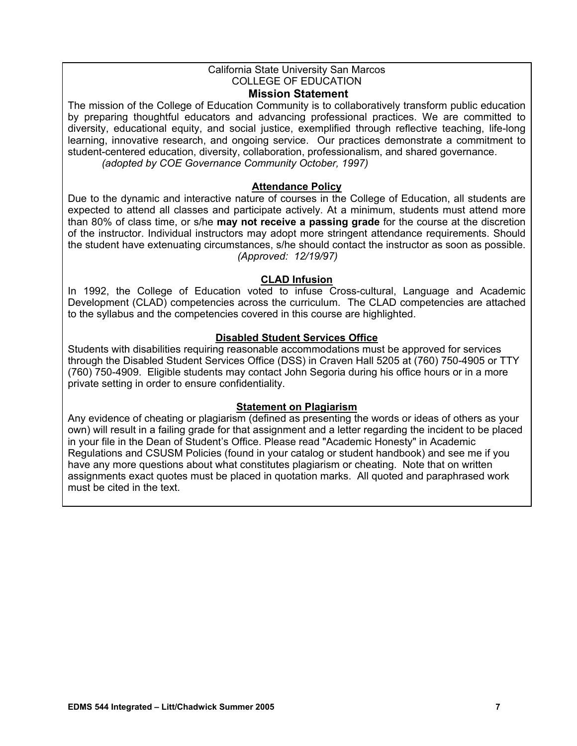California State University San Marcos
COLLEGE OF EDUCATION

## Mission Statement

The mission of the College of Education Community is to collaboratively transform public education by preparing thoughtful educators and advancing professional practices. We are committed to diversity, educational equity, and social justice, exemplified through reflective teaching, life-long learning, innovative research, and ongoing service. Our practices demonstrate a commitment to student-centered education, diversity, collaboration, professionalism, and shared governance.

*(adopted by COE Governance Community October, 1997)*

## Attendance Policy

Due to the dynamic and interactive nature of courses in the College of Education, all students are expected to attend all classes and participate actively. At a minimum, students must attend more than 80% of class time, or s/he **may not receive a passing grade** for the course at the discretion of the instructor. Individual instructors may adopt more stringent attendance requirements. Should the student have extenuating circumstances, s/he should contact the instructor as soon as possible.

*(Approved: 12/19/97)*

## CLAD Infusion

In 1992, the College of Education voted to infuse Cross-cultural, Language and Academic Development (CLAD) competencies across the curriculum. The CLAD competencies are attached to the syllabus and the competencies covered in this course are highlighted.

## Disabled Student Services Office

Students with disabilities requiring reasonable accommodations must be approved for services through the Disabled Student Services Office (DSS) in Craven Hall 5205 at (760) 750-4905 or TTY (760) 750-4909. Eligible students may contact John Segoria during his office hours or in a more private setting in order to ensure confidentiality.

## Statement on Plagiarism

Any evidence of cheating or plagiarism (defined as presenting the words or ideas of others as your own) will result in a failing grade for that assignment and a letter regarding the incident to be placed in your file in the Dean of Student's Office. Please read "Academic Honesty" in Academic Regulations and CSUSM Policies (found in your catalog or student handbook) and see me if you have any more questions about what constitutes plagiarism or cheating. Note that on written assignments exact quotes must be placed in quotation marks. All quoted and paraphrased work must be cited in the text.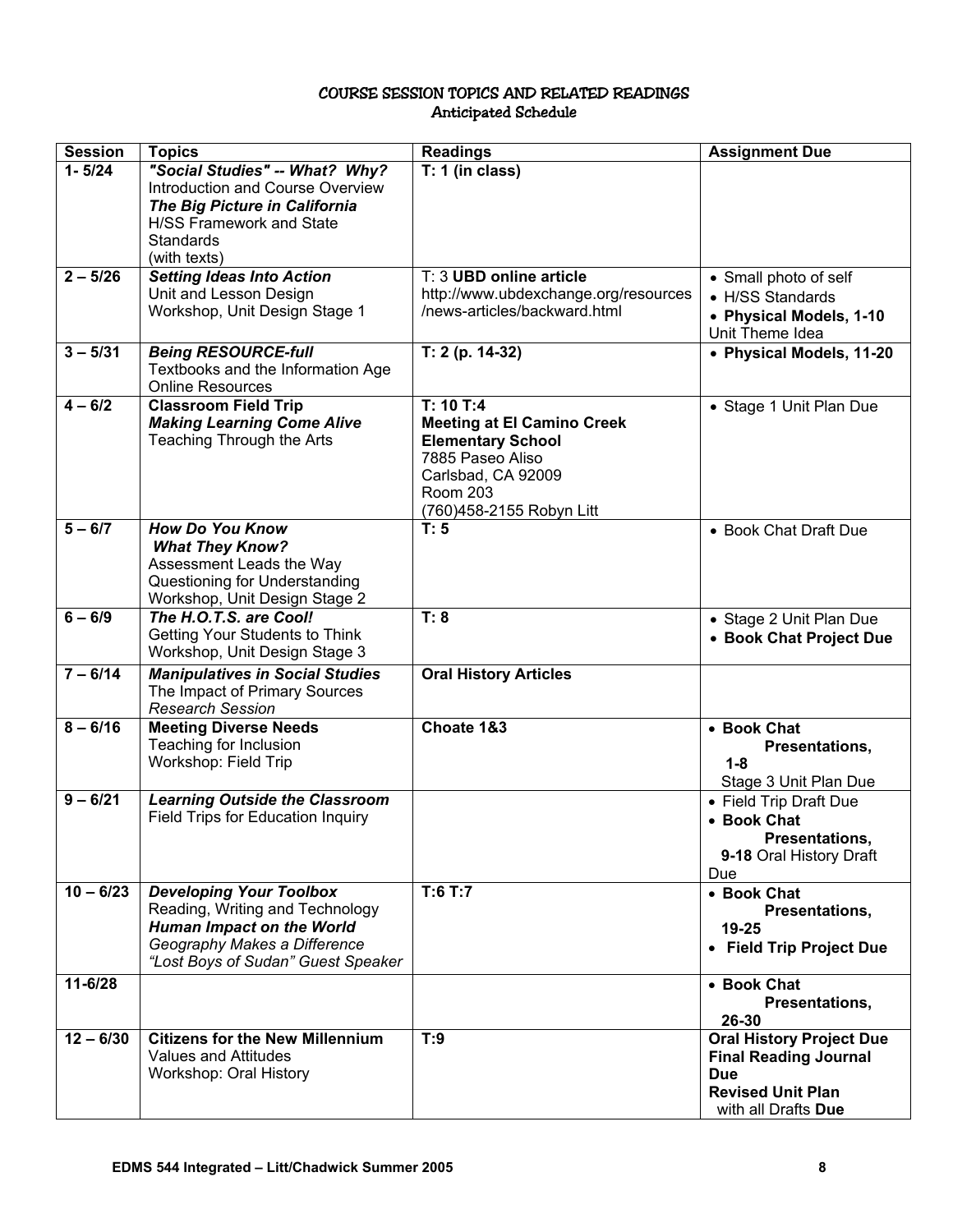# COURSE SESSION TOPICS AND RELATED READINGS
## Anticipated Schedule

| Session | Topics | Readings | Assignment Due |
|---|---|---|---|
| 1- 5/24 | ***"Social Studies" -- What? Why?*** Introduction and Course Overview ***The Big Picture in California*** H/SS Framework and State Standards (with texts) | **T: 1 (in class)** | |
| 2 – 5/26 | ***Setting Ideas Into Action*** Unit and Lesson Design Workshop, Unit Design Stage 1 | T: 3 **UBD online article** http://www.ubdexchange.org/resources/news-articles/backward.html | • Small photo of self • H/SS Standards • **Physical Models, 1-10** Unit Theme Idea |
| 3 – 5/31 | ***Being RESOURCE-full*** Textbooks and the Information Age Online Resources | **T: 2 (p. 14-32)** | • **Physical Models, 11-20** |
| 4 – 6/2 | **Classroom Field Trip** ***Making Learning Come Alive*** Teaching Through the Arts | **T: 10 T:4** **Meeting at El Camino Creek Elementary School** 7885 Paseo Aliso Carlsbad, CA 92009 Room 203 (760)458-2155 Robyn Litt | • Stage 1 Unit Plan Due |
| 5 – 6/7 | ***How Do You Know What They Know?*** Assessment Leads the Way Questioning for Understanding Workshop, Unit Design Stage 2 | **T: 5** | • Book Chat Draft Due |
| 6 – 6/9 | ***The H.O.T.S. are Cool!*** Getting Your Students to Think Workshop, Unit Design Stage 3 | **T: 8** | • Stage 2 Unit Plan Due • **Book Chat Project Due** |
| 7 – 6/14 | ***Manipulatives in Social Studies*** The Impact of Primary Sources *Research Session* | **Oral History Articles** | |
| 8 – 6/16 | **Meeting Diverse Needs** Teaching for Inclusion Workshop: Field Trip | **Choate 1&3** | • **Book Chat Presentations, 1-8** Stage 3 Unit Plan Due |
| 9 – 6/21 | ***Learning Outside the Classroom*** Field Trips for Education Inquiry | | • Field Trip Draft Due • **Book Chat Presentations, 9-18** Oral History Draft Due |
| 10 – 6/23 | ***Developing Your Toolbox*** Reading, Writing and Technology ***Human Impact on the World*** *Geography Makes a Difference* *"Lost Boys of Sudan" Guest Speaker* | **T:6 T:7** | • **Book Chat Presentations, 19-25** • **Field Trip Project Due** |
| 11-6/28 | | | • **Book Chat Presentations, 26-30** |
| 12 – 6/30 | **Citizens for the New Millennium** Values and Attitudes Workshop: Oral History | **T:9** | **Oral History Project Due** **Final Reading Journal Due** **Revised Unit Plan** with all Drafts **Due** |